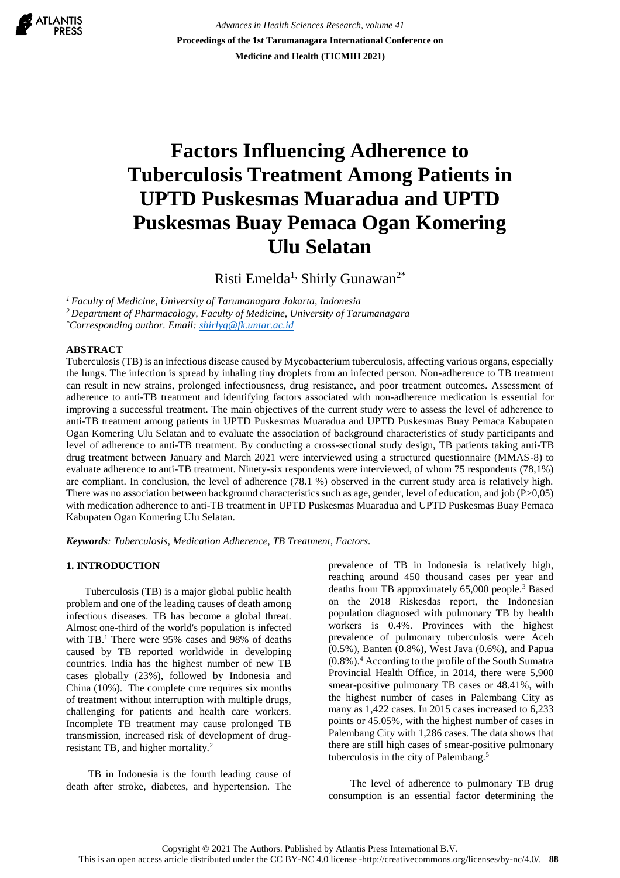# Factors Influencing Adherence to Tuberculosis Treatment Among Patients in UPTD Puskesmas Muaradua and UPTD Puskesmas Buay Pemaca Ogan Komering Ulu Selatan

Risti Emelda[1], Shirly Gunawan[2*]

*[1] Faculty of Medicine, University of Tarumanagara Jakarta, Indonesia*
*[2] Department of Pharmacology, Faculty of Medicine, University of Tarumanagara*
*[*] Corresponding author. Email: shirlyg@fk.untar.ac.id*

## ABSTRACT

Tuberculosis (TB) is an infectious disease caused by Mycobacterium tuberculosis, affecting various organs, especially the lungs. The infection is spread by inhaling tiny droplets from an infected person. Non-adherence to TB treatment can result in new strains, prolonged infectiousness, drug resistance, and poor treatment outcomes. Assessment of adherence to anti-TB treatment and identifying factors associated with non-adherence medication is essential for improving a successful treatment. The main objectives of the current study were to assess the level of adherence to anti-TB treatment among patients in UPTD Puskesmas Muaradua and UPTD Puskesmas Buay Pemaca Kabupaten Ogan Komering Ulu Selatan and to evaluate the association of background characteristics of study participants and level of adherence to anti-TB treatment. By conducting a cross-sectional study design, TB patients taking anti-TB drug treatment between January and March 2021 were interviewed using a structured questionnaire (MMAS-8) to evaluate adherence to anti-TB treatment. Ninety-six respondents were interviewed, of whom 75 respondents (78,1%) are compliant. In conclusion, the level of adherence (78.1 %) observed in the current study area is relatively high. There was no association between background characteristics such as age, gender, level of education, and job (P>0,05) with medication adherence to anti-TB treatment in UPTD Puskesmas Muaradua and UPTD Puskesmas Buay Pemaca Kabupaten Ogan Komering Ulu Selatan.

***Keywords**: Tuberculosis, Medication Adherence, TB Treatment, Factors.*

## 1. INTRODUCTION

Tuberculosis (TB) is a major global public health problem and one of the leading causes of death among infectious diseases. TB has become a global threat. Almost one-third of the world's population is infected with TB.[1] There were 95% cases and 98% of deaths caused by TB reported worldwide in developing countries. India has the highest number of new TB cases globally (23%), followed by Indonesia and China (10%). The complete cure requires six months of treatment without interruption with multiple drugs, challenging for patients and health care workers. Incomplete TB treatment may cause prolonged TB transmission, increased risk of development of drug-resistant TB, and higher mortality.[2]

TB in Indonesia is the fourth leading cause of death after stroke, diabetes, and hypertension. The prevalence of TB in Indonesia is relatively high, reaching around 450 thousand cases per year and deaths from TB approximately 65,000 people.[3] Based on the 2018 Riskesdas report, the Indonesian population diagnosed with pulmonary TB by health workers is 0.4%. Provinces with the highest prevalence of pulmonary tuberculosis were Aceh (0.5%), Banten (0.8%), West Java (0.6%), and Papua (0.8%).[4] According to the profile of the South Sumatra Provincial Health Office, in 2014, there were 5,900 smear-positive pulmonary TB cases or 48.41%, with the highest number of cases in Palembang City as many as 1,422 cases. In 2015 cases increased to 6,233 points or 45.05%, with the highest number of cases in Palembang City with 1,286 cases. The data shows that there are still high cases of smear-positive pulmonary tuberculosis in the city of Palembang.[5]

The level of adherence to pulmonary TB drug consumption is an essential factor determining the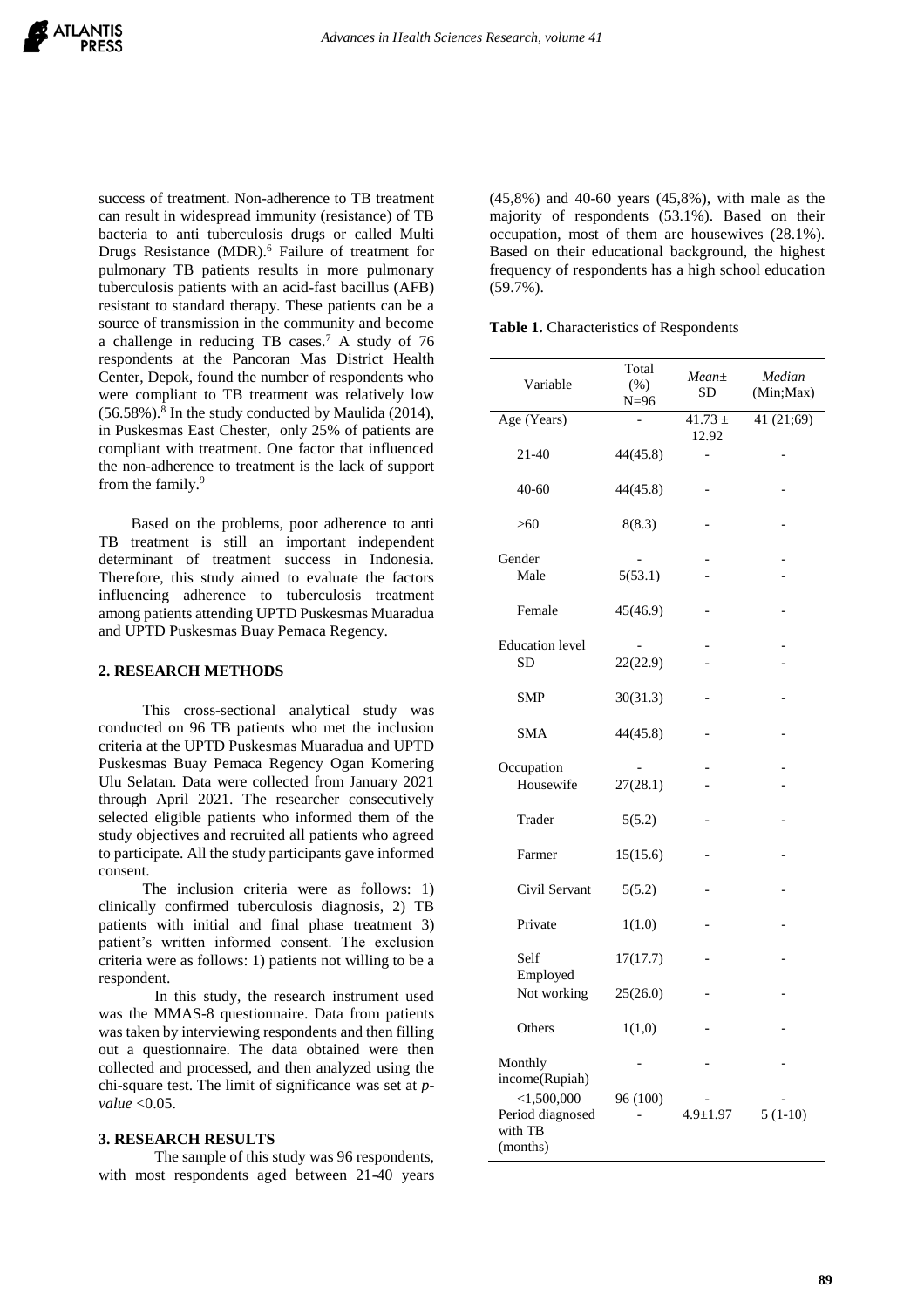success of treatment. Non-adherence to TB treatment can result in widespread immunity (resistance) of TB bacteria to anti tuberculosis drugs or called Multi Drugs Resistance (MDR).[6] Failure of treatment for pulmonary TB patients results in more pulmonary tuberculosis patients with an acid-fast bacillus (AFB) resistant to standard therapy. These patients can be a source of transmission in the community and become a challenge in reducing TB cases.[7] A study of 76 respondents at the Pancoran Mas District Health Center, Depok, found the number of respondents who were compliant to TB treatment was relatively low (56.58%).[8] In the study conducted by Maulida (2014), in Puskesmas East Chester, only 25% of patients are compliant with treatment. One factor that influenced the non-adherence to treatment is the lack of support from the family.[9]

Based on the problems, poor adherence to anti TB treatment is still an important independent determinant of treatment success in Indonesia. Therefore, this study aimed to evaluate the factors influencing adherence to tuberculosis treatment among patients attending UPTD Puskesmas Muaradua and UPTD Puskesmas Buay Pemaca Regency.

## 2. RESEARCH METHODS

This cross-sectional analytical study was conducted on 96 TB patients who met the inclusion criteria at the UPTD Puskesmas Muaradua and UPTD Puskesmas Buay Pemaca Regency Ogan Komering Ulu Selatan. Data were collected from January 2021 through April 2021. The researcher consecutively selected eligible patients who informed them of the study objectives and recruited all patients who agreed to participate. All the study participants gave informed consent.

The inclusion criteria were as follows: 1) clinically confirmed tuberculosis diagnosis, 2) TB patients with initial and final phase treatment 3) patient's written informed consent. The exclusion criteria were as follows: 1) patients not willing to be a respondent.

In this study, the research instrument used was the MMAS-8 questionnaire. Data from patients was taken by interviewing respondents and then filling out a questionnaire. The data obtained were then collected and processed, and then analyzed using the chi-square test. The limit of significance was set at *p-value* <0.05.

## 3. RESEARCH RESULTS

The sample of this study was 96 respondents, with most respondents aged between 21-40 years (45,8%) and 40-60 years (45,8%), with male as the majority of respondents (53.1%). Based on their occupation, most of them are housewives (28.1%). Based on their educational background, the highest frequency of respondents has a high school education (59.7%).

**Table 1.** Characteristics of Respondents

| Variable | Total (%) N=96 | *Mean±* SD | *Median* (Min;Max) |
|---|---|---|---|
| Age (Years) | - | 41.73 ± 12.92 | 41 (21;69) |
| 21-40 | 44(45.8) | - | - |
| 40-60 | 44(45.8) | - | - |
| >60 | 8(8.3) | - | - |
| Gender | - | - | - |
| Male | 5(53.1) | - | - |
| Female | 45(46.9) | - | - |
| Education level | - | - | - |
| SD | 22(22.9) | - | - |
| SMP | 30(31.3) | - | - |
| SMA | 44(45.8) | - | - |
| Occupation | - | - | - |
| Housewife | 27(28.1) | - | - |
| Trader | 5(5.2) | - | - |
| Farmer | 15(15.6) | - | - |
| Civil Servant | 5(5.2) | - | - |
| Private | 1(1.0) | - | - |
| Self Employed | 17(17.7) | - | - |
| Not working | 25(26.0) | - | - |
| Others | 1(1,0) | - | - |
| Monthly income(Rupiah) | - | - | - |
| <1,500,000 | 96 (100) | - | - |
| Period diagnosed with TB (months) | - | 4.9±1.97 | 5 (1-10) |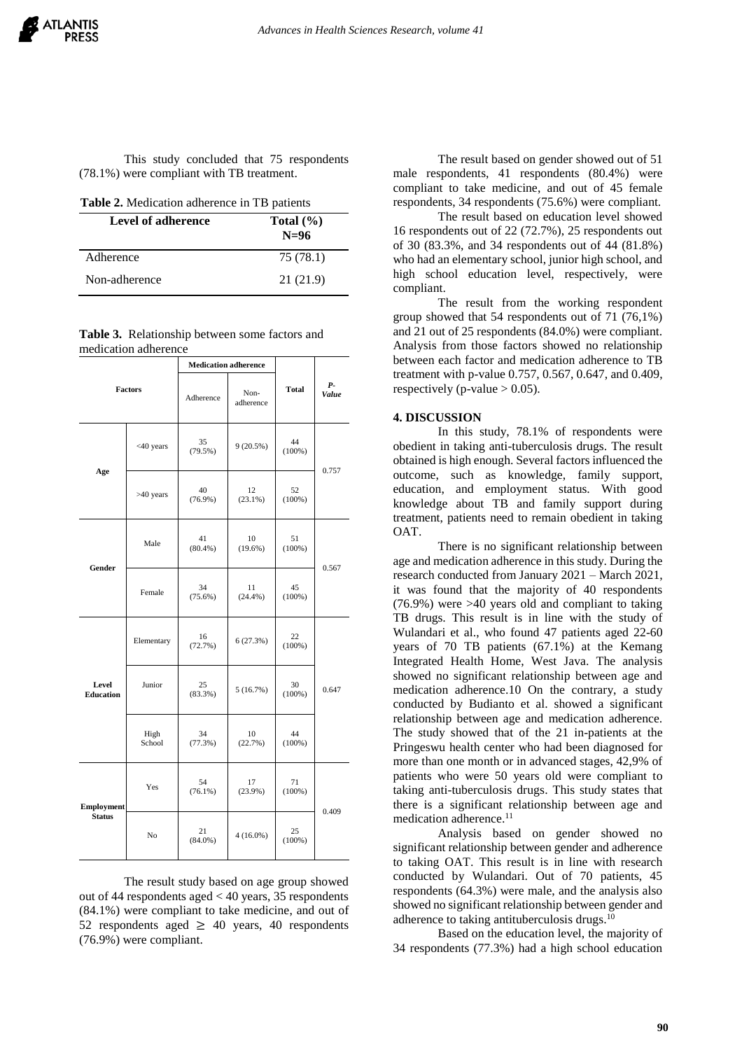This study concluded that 75 respondents (78.1%) were compliant with TB treatment.

**Table 2.** Medication adherence in TB patients

| Level of adherence | Total (%) N=96 |
|---|---|
| Adherence | 75 (78.1) |
| Non-adherence | 21 (21.9) |

**Table 3.** Relationship between some factors and medication adherence

| Factors | | Medication adherence | | Total | P-Value |
|---|---|---|---|---|---|
| | | Adherence | Non-adherence | | |
| Age | <40 years | 35 (79.5%) | 9 (20.5%) | 44 (100%) | 0.757 |
| | >40 years | 40 (76.9%) | 12 (23.1%) | 52 (100%) | |
| Gender | Male | 41 (80.4%) | 10 (19.6%) | 51 (100%) | 0.567 |
| | Female | 34 (75.6%) | 11 (24.4%) | 45 (100%) | |
| Level Education | Elementary | 16 (72.7%) | 6 (27.3%) | 22 (100%) | 0.647 |
| | Junior | 25 (83.3%) | 5 (16.7%) | 30 (100%) | |
| | High School | 34 (77.3%) | 10 (22.7%) | 44 (100%) | |
| Employment Status | Yes | 54 (76.1%) | 17 (23.9%) | 71 (100%) | 0.409 |
| | No | 21 (84.0%) | 4 (16.0%) | 25 (100%) | |

The result study based on age group showed out of 44 respondents aged < 40 years, 35 respondents (84.1%) were compliant to take medicine, and out of 52 respondents aged ≥ 40 years, 40 respondents (76.9%) were compliant.

The result based on gender showed out of 51 male respondents, 41 respondents (80.4%) were compliant to take medicine, and out of 45 female respondents, 34 respondents (75.6%) were compliant.

The result based on education level showed 16 respondents out of 22 (72.7%), 25 respondents out of 30 (83.3%, and 34 respondents out of 44 (81.8%) who had an elementary school, junior high school, and high school education level, respectively, were compliant.

The result from the working respondent group showed that 54 respondents out of 71 (76,1%) and 21 out of 25 respondents (84.0%) were compliant. Analysis from those factors showed no relationship between each factor and medication adherence to TB treatment with p-value 0.757, 0.567, 0.647, and 0.409, respectively (p-value > 0.05).

## 4. DISCUSSION

In this study, 78.1% of respondents were obedient in taking anti-tuberculosis drugs. The result obtained is high enough. Several factors influenced the outcome, such as knowledge, family support, education, and employment status. With good knowledge about TB and family support during treatment, patients need to remain obedient in taking OAT.

There is no significant relationship between age and medication adherence in this study. During the research conducted from January 2021 – March 2021, it was found that the majority of 40 respondents (76.9%) were >40 years old and compliant to taking TB drugs. This result is in line with the study of Wulandari et al., who found 47 patients aged 22-60 years of 70 TB patients (67.1%) at the Kemang Integrated Health Home, West Java. The analysis showed no significant relationship between age and medication adherence.10 On the contrary, a study conducted by Budianto et al. showed a significant relationship between age and medication adherence. The study showed that of the 21 in-patients at the Pringeswu health center who had been diagnosed for more than one month or in advanced stages, 42,9% of patients who were 50 years old were compliant to taking anti-tuberculosis drugs. This study states that there is a significant relationship between age and medication adherence.[11]

Analysis based on gender showed no significant relationship between gender and adherence to taking OAT. This result is in line with research conducted by Wulandari. Out of 70 patients, 45 respondents (64.3%) were male, and the analysis also showed no significant relationship between gender and adherence to taking antituberculosis drugs.[10]

Based on the education level, the majority of 34 respondents (77.3%) had a high school education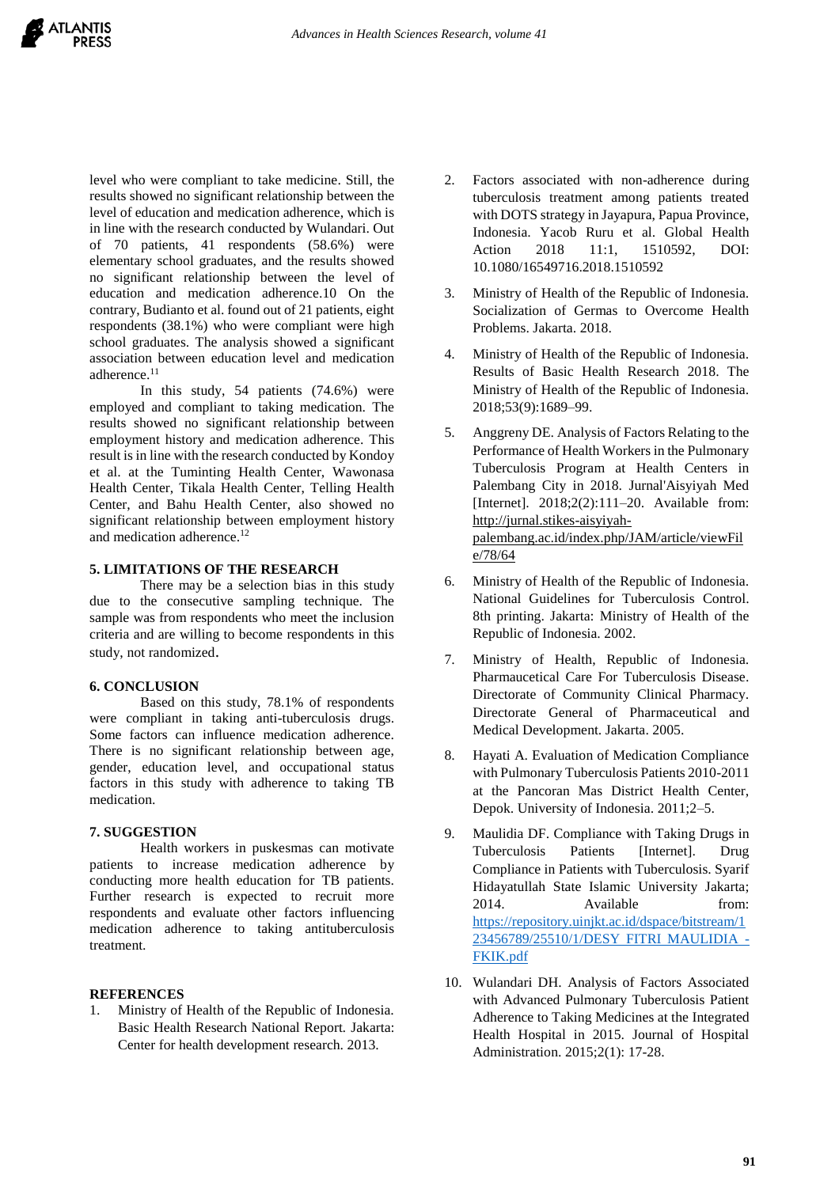level who were compliant to take medicine. Still, the results showed no significant relationship between the level of education and medication adherence, which is in line with the research conducted by Wulandari. Out of 70 patients, 41 respondents (58.6%) were elementary school graduates, and the results showed no significant relationship between the level of education and medication adherence.10 On the contrary, Budianto et al. found out of 21 patients, eight respondents (38.1%) who were compliant were high school graduates. The analysis showed a significant association between education level and medication adherence.[11]

In this study, 54 patients (74.6%) were employed and compliant to taking medication. The results showed no significant relationship between employment history and medication adherence. This result is in line with the research conducted by Kondoy et al. at the Tuminting Health Center, Wawonasa Health Center, Tikala Health Center, Telling Health Center, and Bahu Health Center, also showed no significant relationship between employment history and medication adherence.[12]

## 5. LIMITATIONS OF THE RESEARCH

There may be a selection bias in this study due to the consecutive sampling technique. The sample was from respondents who meet the inclusion criteria and are willing to become respondents in this study, not randomized.

## 6. CONCLUSION

Based on this study, 78.1% of respondents were compliant in taking anti-tuberculosis drugs. Some factors can influence medication adherence. There is no significant relationship between age, gender, education level, and occupational status factors in this study with adherence to taking TB medication.

## 7. SUGGESTION

Health workers in puskesmas can motivate patients to increase medication adherence by conducting more health education for TB patients. Further research is expected to recruit more respondents and evaluate other factors influencing medication adherence to taking antituberculosis treatment.

## REFERENCES

1. Ministry of Health of the Republic of Indonesia. Basic Health Research National Report. Jakarta: Center for health development research. 2013.
2. Factors associated with non-adherence during tuberculosis treatment among patients treated with DOTS strategy in Jayapura, Papua Province, Indonesia. Yacob Ruru et al. Global Health Action 2018 11:1, 1510592, DOI: 10.1080/16549716.2018.1510592
3. Ministry of Health of the Republic of Indonesia. Socialization of Germas to Overcome Health Problems. Jakarta. 2018.
4. Ministry of Health of the Republic of Indonesia. Results of Basic Health Research 2018. The Ministry of Health of the Republic of Indonesia. 2018;53(9):1689–99.
5. Anggreny DE. Analysis of Factors Relating to the Performance of Health Workers in the Pulmonary Tuberculosis Program at Health Centers in Palembang City in 2018. Jurnal'Aisyiyah Med [Internet]. 2018;2(2):111–20. Available from: http://jurnal.stikes-aisyiyah-palembang.ac.id/index.php/JAM/article/viewFile/78/64
6. Ministry of Health of the Republic of Indonesia. National Guidelines for Tuberculosis Control. 8th printing. Jakarta: Ministry of Health of the Republic of Indonesia. 2002.
7. Ministry of Health, Republic of Indonesia. Pharmaceutical Care For Tuberculosis Disease. Directorate of Community Clinical Pharmacy. Directorate General of Pharmaceutical and Medical Development. Jakarta. 2005.
8. Hayati A. Evaluation of Medication Compliance with Pulmonary Tuberculosis Patients 2010-2011 at the Pancoran Mas District Health Center, Depok. University of Indonesia. 2011;2–5.
9. Maulidia DF. Compliance with Taking Drugs in Tuberculosis Patients [Internet]. Drug Compliance in Patients with Tuberculosis. Syarif Hidayatullah State Islamic University Jakarta; 2014. Available from: https://repository.uinjkt.ac.id/dspace/bitstream/123456789/25510/1/DESY FITRI MAULIDIA -FKIK.pdf
10. Wulandari DH. Analysis of Factors Associated with Advanced Pulmonary Tuberculosis Patient Adherence to Taking Medicines at the Integrated Health Hospital in 2015. Journal of Hospital Administration. 2015;2(1): 17-28.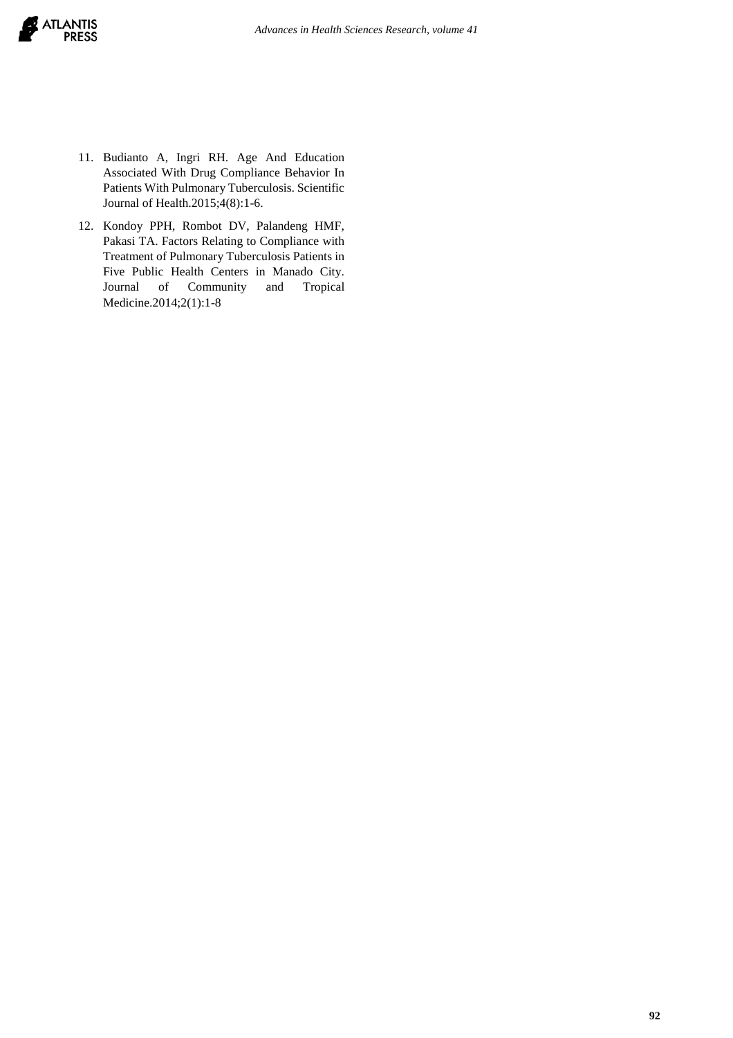11. Budianto A, Ingri RH. Age And Education Associated With Drug Compliance Behavior In Patients With Pulmonary Tuberculosis. Scientific Journal of Health.2015;4(8):1-6.
12. Kondoy PPH, Rombot DV, Palandeng HMF, Pakasi TA. Factors Relating to Compliance with Treatment of Pulmonary Tuberculosis Patients in Five Public Health Centers in Manado City. Journal of Community and Tropical Medicine.2014;2(1):1-8